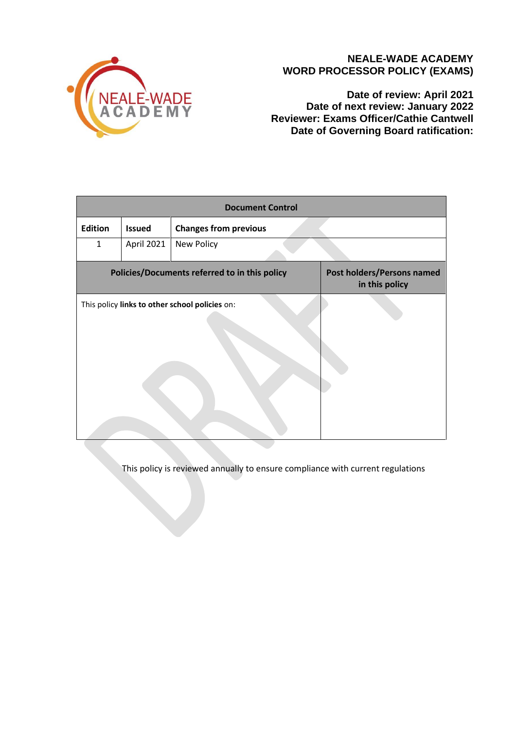# NEALE-WADE ACADEMY
# WORD PROCESSOR POLICY (EXAMS)

**Date of review: April 2021**
**Date of next review: January 2022**
**Reviewer: Exams Officer/Cathie Cantwell**
**Date of Governing Board ratification:**

| Document Control | | | |
|---|---|---|---|
| **Edition** | **Issued** | **Changes from previous** | |
| 1 | April 2021 | New Policy | |
| **Policies/Documents referred to in this policy** | | | **Post holders/Persons named in this policy** |
| This policy **links to other school policies** on: | | | |

This policy is reviewed annually to ensure compliance with current regulations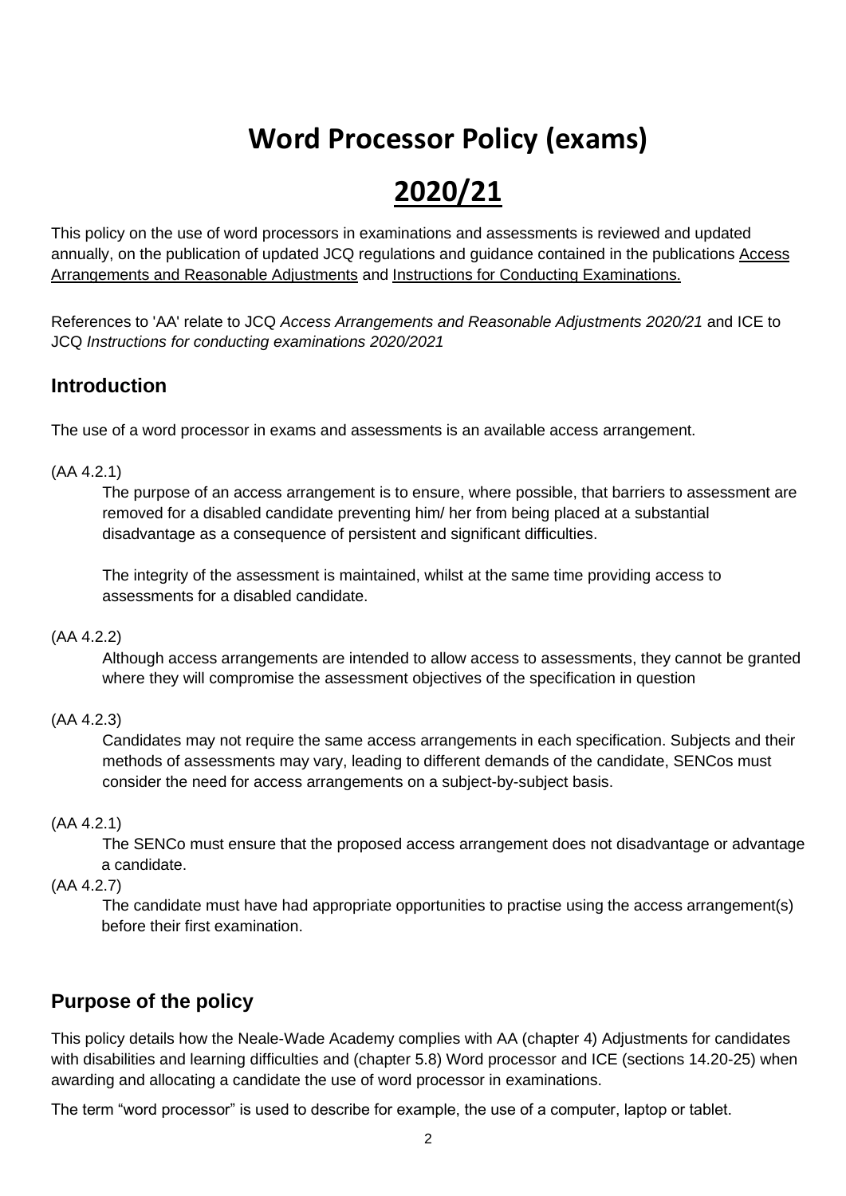# Word Processor Policy (exams)

# 2020/21

This policy on the use of word processors in examinations and assessments is reviewed and updated annually, on the publication of updated JCQ regulations and guidance contained in the publications Access Arrangements and Reasonable Adjustments and Instructions for Conducting Examinations.

References to 'AA' relate to JCQ *Access Arrangements and Reasonable Adjustments 2020/21* and ICE to JCQ *Instructions for conducting examinations 2020/2021*

## Introduction

The use of a word processor in exams and assessments is an available access arrangement.

(AA 4.2.1)

> The purpose of an access arrangement is to ensure, where possible, that barriers to assessment are removed for a disabled candidate preventing him/ her from being placed at a substantial disadvantage as a consequence of persistent and significant difficulties.
>
> The integrity of the assessment is maintained, whilst at the same time providing access to assessments for a disabled candidate.

(AA 4.2.2)

> Although access arrangements are intended to allow access to assessments, they cannot be granted where they will compromise the assessment objectives of the specification in question

(AA 4.2.3)

> Candidates may not require the same access arrangements in each specification. Subjects and their methods of assessments may vary, leading to different demands of the candidate, SENCos must consider the need for access arrangements on a subject-by-subject basis.

(AA 4.2.1)

> The SENCo must ensure that the proposed access arrangement does not disadvantage or advantage a candidate.

(AA 4.2.7)

> The candidate must have had appropriate opportunities to practise using the access arrangement(s) before their first examination.

## Purpose of the policy

This policy details how the Neale-Wade Academy complies with AA (chapter 4) Adjustments for candidates with disabilities and learning difficulties and (chapter 5.8) Word processor and ICE (sections 14.20-25) when awarding and allocating a candidate the use of word processor in examinations.

The term "word processor" is used to describe for example, the use of a computer, laptop or tablet.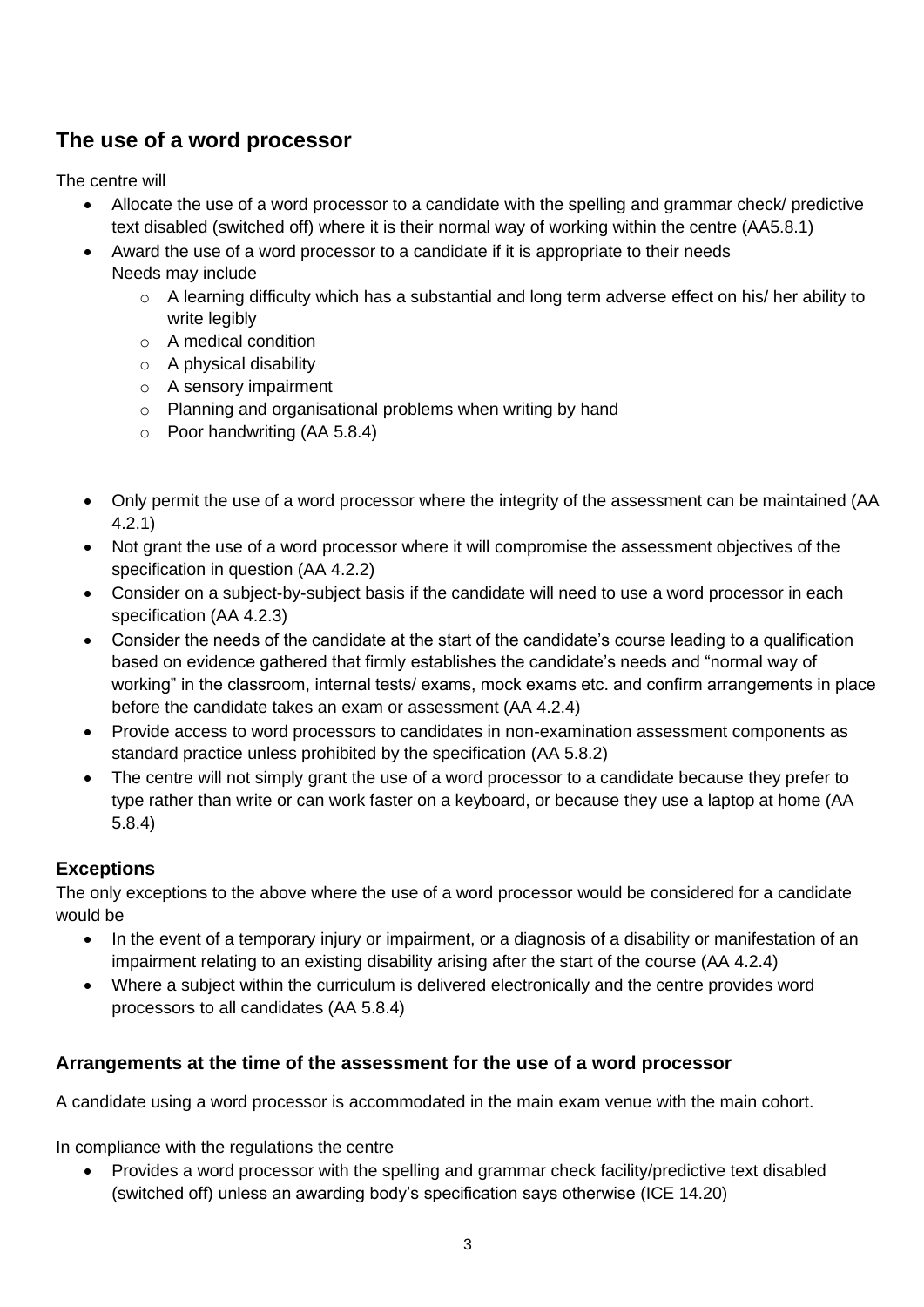## The use of a word processor

The centre will

- Allocate the use of a word processor to a candidate with the spelling and grammar check/ predictive text disabled (switched off) where it is their normal way of working within the centre (AA5.8.1)
- Award the use of a word processor to a candidate if it is appropriate to their needs
  Needs may include
  - A learning difficulty which has a substantial and long term adverse effect on his/ her ability to write legibly
  - A medical condition
  - A physical disability
  - A sensory impairment
  - Planning and organisational problems when writing by hand
  - Poor handwriting (AA 5.8.4)

- Only permit the use of a word processor where the integrity of the assessment can be maintained (AA 4.2.1)
- Not grant the use of a word processor where it will compromise the assessment objectives of the specification in question (AA 4.2.2)
- Consider on a subject-by-subject basis if the candidate will need to use a word processor in each specification (AA 4.2.3)
- Consider the needs of the candidate at the start of the candidate's course leading to a qualification based on evidence gathered that firmly establishes the candidate's needs and "normal way of working" in the classroom, internal tests/ exams, mock exams etc. and confirm arrangements in place before the candidate takes an exam or assessment (AA 4.2.4)
- Provide access to word processors to candidates in non-examination assessment components as standard practice unless prohibited by the specification (AA 5.8.2)
- The centre will not simply grant the use of a word processor to a candidate because they prefer to type rather than write or can work faster on a keyboard, or because they use a laptop at home (AA 5.8.4)

### Exceptions

The only exceptions to the above where the use of a word processor would be considered for a candidate would be

- In the event of a temporary injury or impairment, or a diagnosis of a disability or manifestation of an impairment relating to an existing disability arising after the start of the course (AA 4.2.4)
- Where a subject within the curriculum is delivered electronically and the centre provides word processors to all candidates (AA 5.8.4)

### Arrangements at the time of the assessment for the use of a word processor

A candidate using a word processor is accommodated in the main exam venue with the main cohort.

In compliance with the regulations the centre

- Provides a word processor with the spelling and grammar check facility/predictive text disabled (switched off) unless an awarding body's specification says otherwise (ICE 14.20)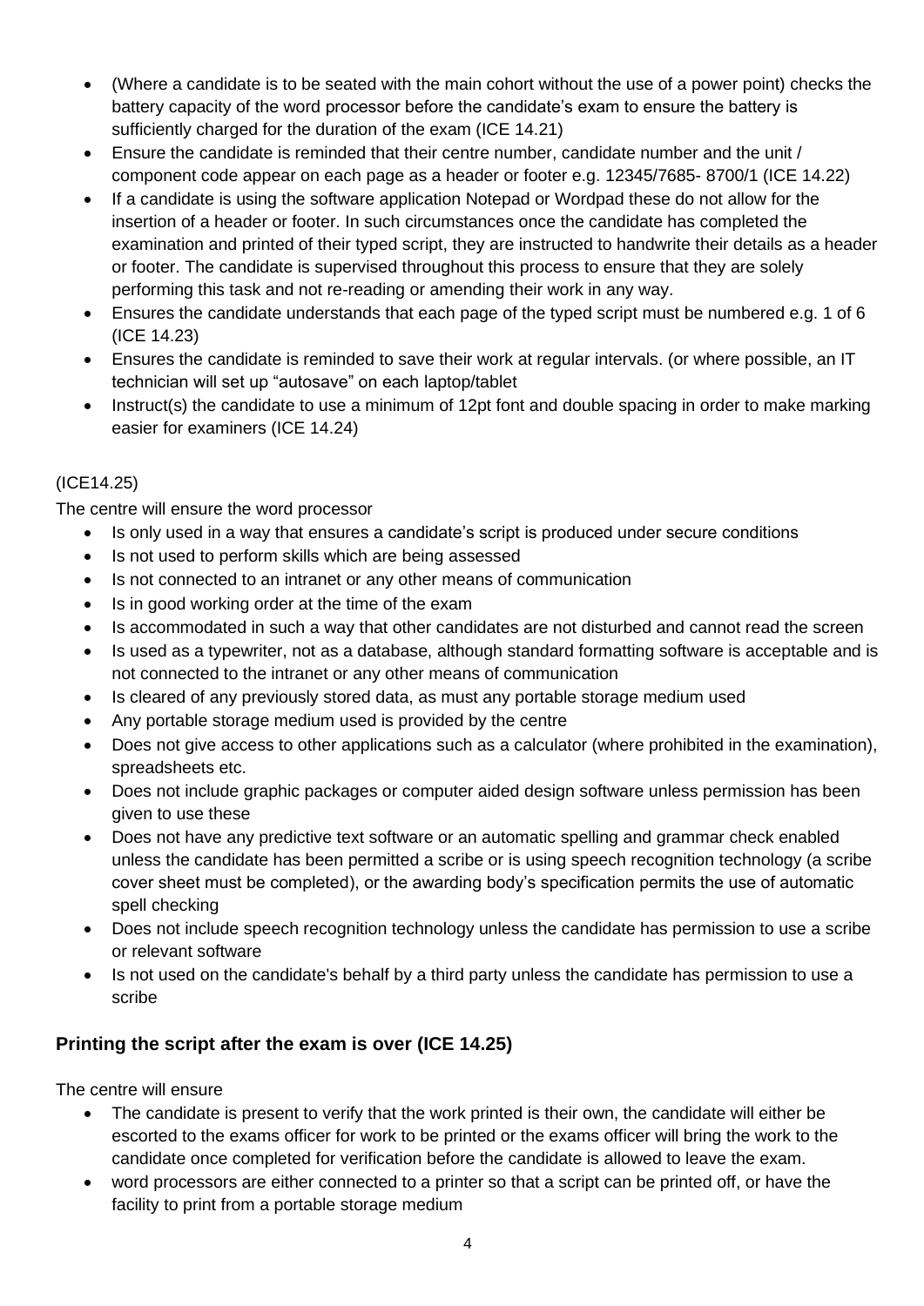- (Where a candidate is to be seated with the main cohort without the use of a power point) checks the battery capacity of the word processor before the candidate's exam to ensure the battery is sufficiently charged for the duration of the exam (ICE 14.21)
- Ensure the candidate is reminded that their centre number, candidate number and the unit / component code appear on each page as a header or footer e.g. 12345/7685- 8700/1 (ICE 14.22)
- If a candidate is using the software application Notepad or Wordpad these do not allow for the insertion of a header or footer. In such circumstances once the candidate has completed the examination and printed of their typed script, they are instructed to handwrite their details as a header or footer. The candidate is supervised throughout this process to ensure that they are solely performing this task and not re-reading or amending their work in any way.
- Ensures the candidate understands that each page of the typed script must be numbered e.g. 1 of 6 (ICE 14.23)
- Ensures the candidate is reminded to save their work at regular intervals. (or where possible, an IT technician will set up "autosave" on each laptop/tablet
- Instruct(s) the candidate to use a minimum of 12pt font and double spacing in order to make marking easier for examiners (ICE 14.24)

(ICE14.25)

The centre will ensure the word processor

- Is only used in a way that ensures a candidate's script is produced under secure conditions
- Is not used to perform skills which are being assessed
- Is not connected to an intranet or any other means of communication
- Is in good working order at the time of the exam
- Is accommodated in such a way that other candidates are not disturbed and cannot read the screen
- Is used as a typewriter, not as a database, although standard formatting software is acceptable and is not connected to the intranet or any other means of communication
- Is cleared of any previously stored data, as must any portable storage medium used
- Any portable storage medium used is provided by the centre
- Does not give access to other applications such as a calculator (where prohibited in the examination), spreadsheets etc.
- Does not include graphic packages or computer aided design software unless permission has been given to use these
- Does not have any predictive text software or an automatic spelling and grammar check enabled unless the candidate has been permitted a scribe or is using speech recognition technology (a scribe cover sheet must be completed), or the awarding body's specification permits the use of automatic spell checking
- Does not include speech recognition technology unless the candidate has permission to use a scribe or relevant software
- Is not used on the candidate's behalf by a third party unless the candidate has permission to use a scribe

## Printing the script after the exam is over (ICE 14.25)

The centre will ensure

- The candidate is present to verify that the work printed is their own, the candidate will either be escorted to the exams officer for work to be printed or the exams officer will bring the work to the candidate once completed for verification before the candidate is allowed to leave the exam.
- word processors are either connected to a printer so that a script can be printed off, or have the facility to print from a portable storage medium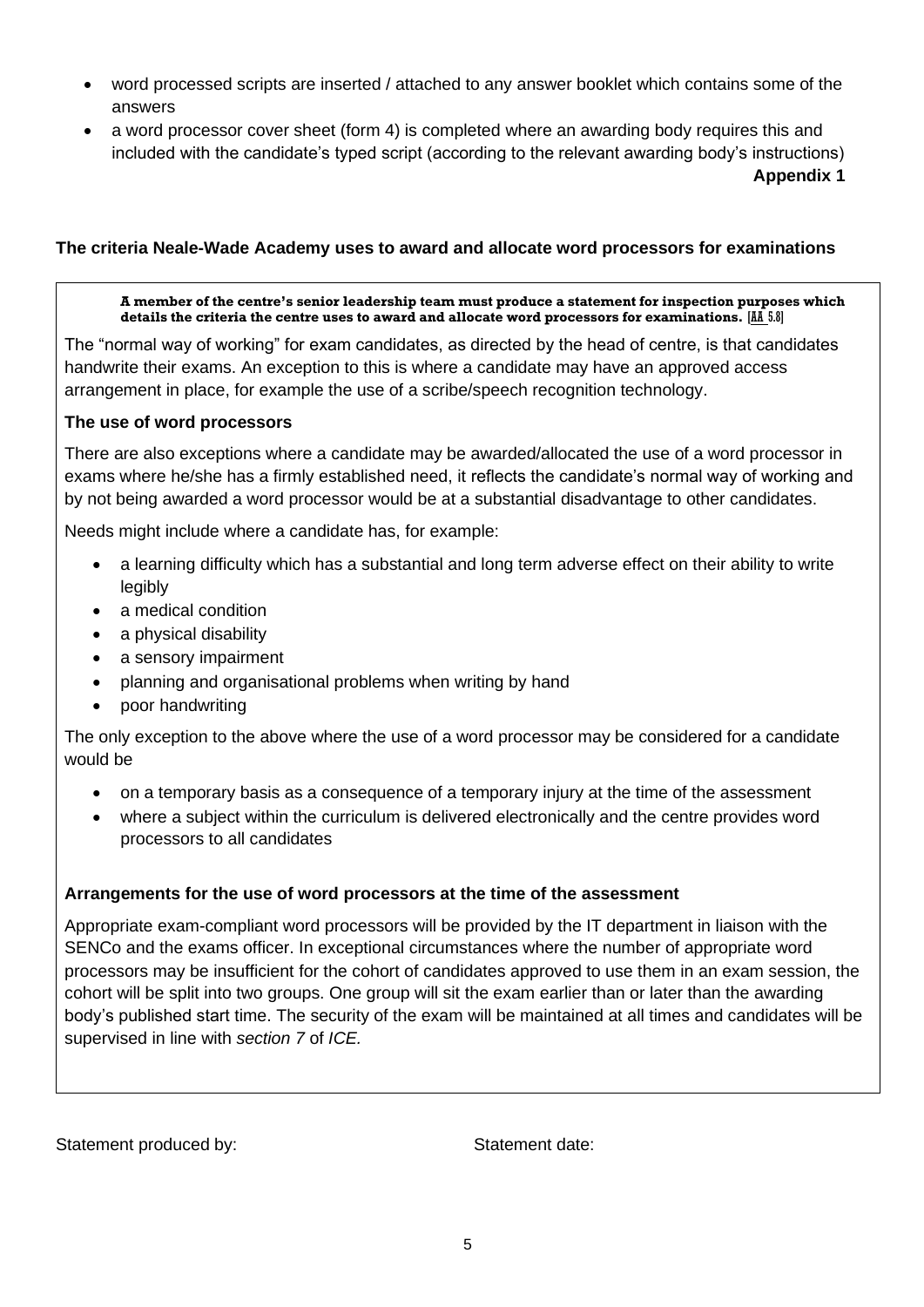- word processed scripts are inserted / attached to any answer booklet which contains some of the answers
- a word processor cover sheet (form 4) is completed where an awarding body requires this and included with the candidate's typed script (according to the relevant awarding body's instructions)

**Appendix 1**

## The criteria Neale-Wade Academy uses to award and allocate word processors for examinations

**A member of the centre's senior leadership team must produce a statement for inspection purposes which details the criteria the centre uses to award and allocate word processors for examinations. [AA 5.8]**

The "normal way of working" for exam candidates, as directed by the head of centre, is that candidates handwrite their exams. An exception to this is where a candidate may have an approved access arrangement in place, for example the use of a scribe/speech recognition technology.

### The use of word processors

There are also exceptions where a candidate may be awarded/allocated the use of a word processor in exams where he/she has a firmly established need, it reflects the candidate's normal way of working and by not being awarded a word processor would be at a substantial disadvantage to other candidates.

Needs might include where a candidate has, for example:

- a learning difficulty which has a substantial and long term adverse effect on their ability to write legibly
- a medical condition
- a physical disability
- a sensory impairment
- planning and organisational problems when writing by hand
- poor handwriting

The only exception to the above where the use of a word processor may be considered for a candidate would be

- on a temporary basis as a consequence of a temporary injury at the time of the assessment
- where a subject within the curriculum is delivered electronically and the centre provides word processors to all candidates

### Arrangements for the use of word processors at the time of the assessment

Appropriate exam-compliant word processors will be provided by the IT department in liaison with the SENCo and the exams officer. In exceptional circumstances where the number of appropriate word processors may be insufficient for the cohort of candidates approved to use them in an exam session, the cohort will be split into two groups. One group will sit the exam earlier than or later than the awarding body's published start time. The security of the exam will be maintained at all times and candidates will be supervised in line with *section 7* of *ICE.*

Statement produced by: Statement date: